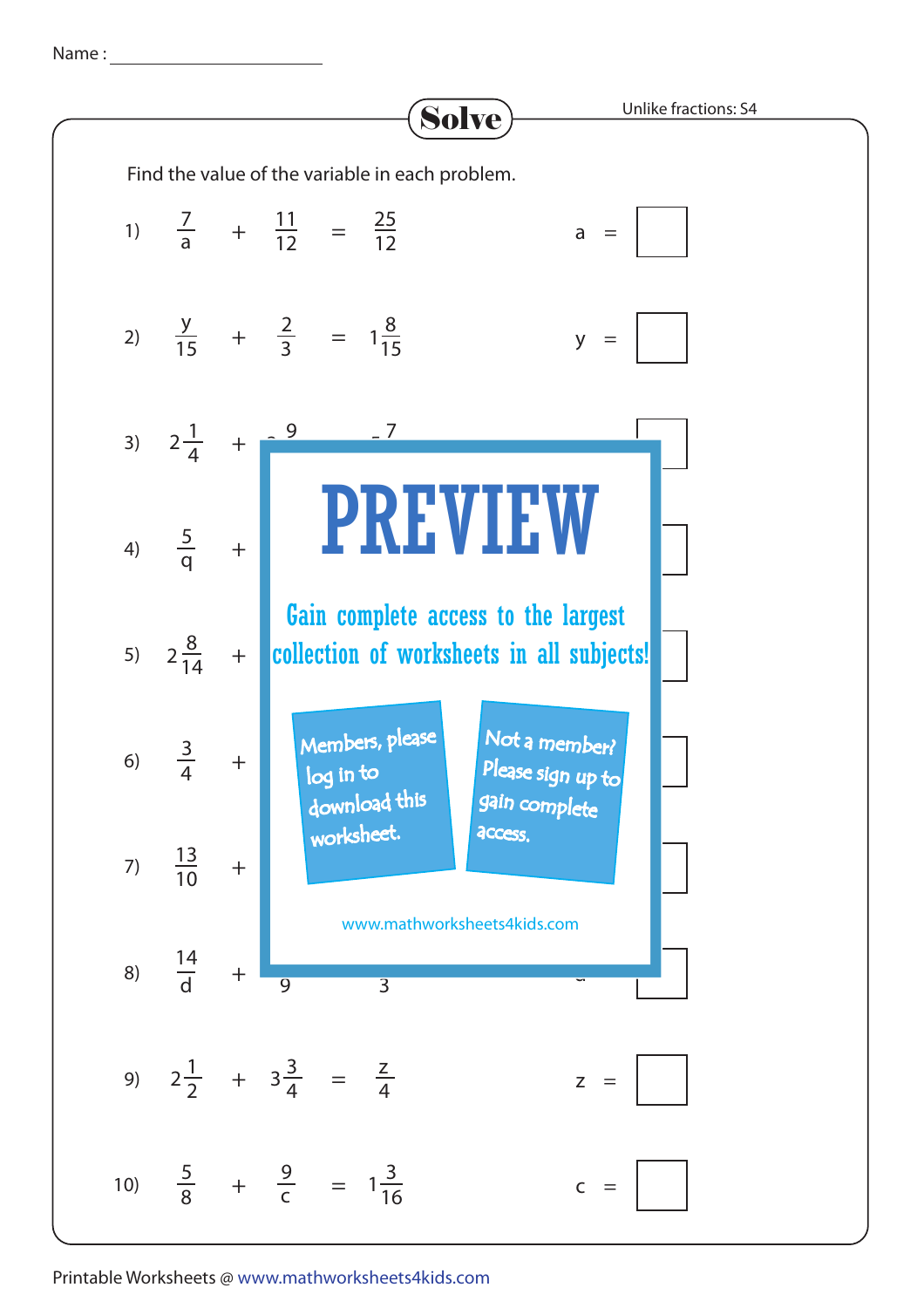Name : ____________________

# Solve

Unlike fractions: S4

Find the value of the variable in each problem.

1) $\frac{7}{a} + \frac{11}{12} = \frac{25}{12}$  a = ☐

2) $\frac{y}{15} + \frac{2}{3} = 1\frac{8}{15}$  y = ☐

3) $2\frac{1}{4}$ + ... $\frac{9}{}$ ... $\frac{7}{}$  ☐

4) $\frac{5}{q}$ + ...  ☐

5) $2\frac{8}{14}$ + ...  ☐

6) $\frac{3}{4}$ + ...  ☐

7) $\frac{13}{10}$ + ...  ☐

8) $\frac{14}{d}$ + ... $\frac{}{9}$ ... $\frac{}{3}$  ☐

9) $2\frac{1}{2} + 3\frac{3}{4} = \frac{z}{4}$  z = ☐

10) $\frac{5}{8} + \frac{9}{c} = 1\frac{3}{16}$  c = ☐

**PREVIEW**

Gain complete access to the largest collection of worksheets in all subjects!

Members, please log in to download this worksheet.

Not a member? Please sign up to gain complete access.

www.mathworksheets4kids.com

Printable Worksheets @ www.mathworksheets4kids.com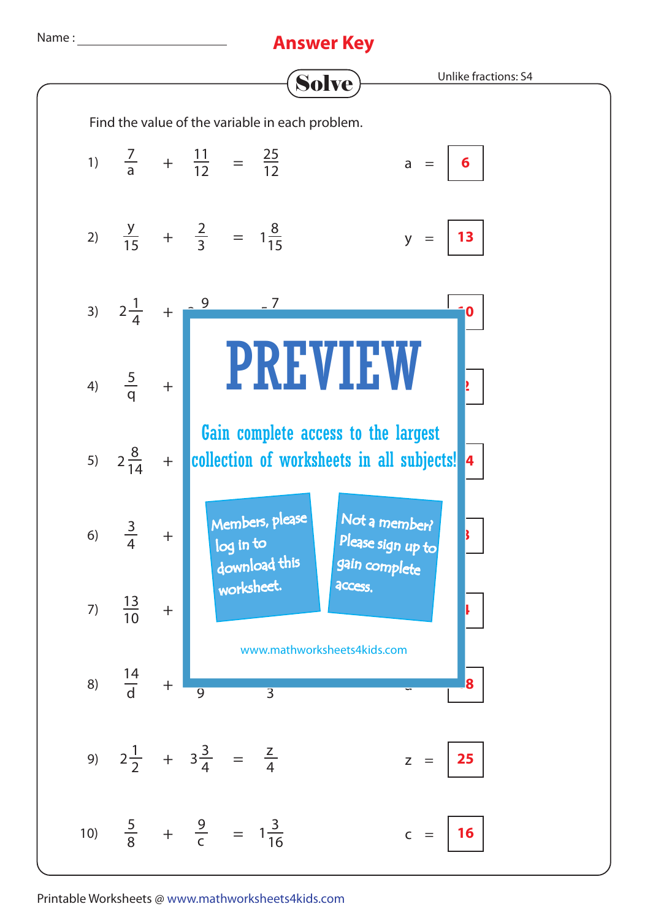Name : ____________________

# Answer Key

## Solve

Unlike fractions: S4

Find the value of the variable in each problem.

1) $\frac{7}{a} + \frac{11}{12} = \frac{25}{12}$ a = **6**

2) $\frac{y}{15} + \frac{2}{3} = 1\frac{8}{15}$ y = **13**

3) $2\frac{1}{4}$ + ...9 ... 7 **10**

4) $\frac{5}{q}$ + ... **2**

5) $2\frac{8}{14}$ + ... **4**

6) $\frac{3}{4}$ + ... **3**

7) $\frac{13}{10}$ + ... **4**

8) $\frac{14}{d}$ + ... 9 ... 3 d = **8**

9) $2\frac{1}{2} + 3\frac{3}{4} = \frac{z}{4}$ z = **25**

10) $\frac{5}{8} + \frac{9}{c} = 1\frac{3}{16}$ c = **16**

PREVIEW

Gain complete access to the largest collection of worksheets in all subjects!

Members, please log in to download this worksheet.

Not a member? Please sign up to gain complete access.

www.mathworksheets4kids.com

Printable Worksheets @ www.mathworksheets4kids.com